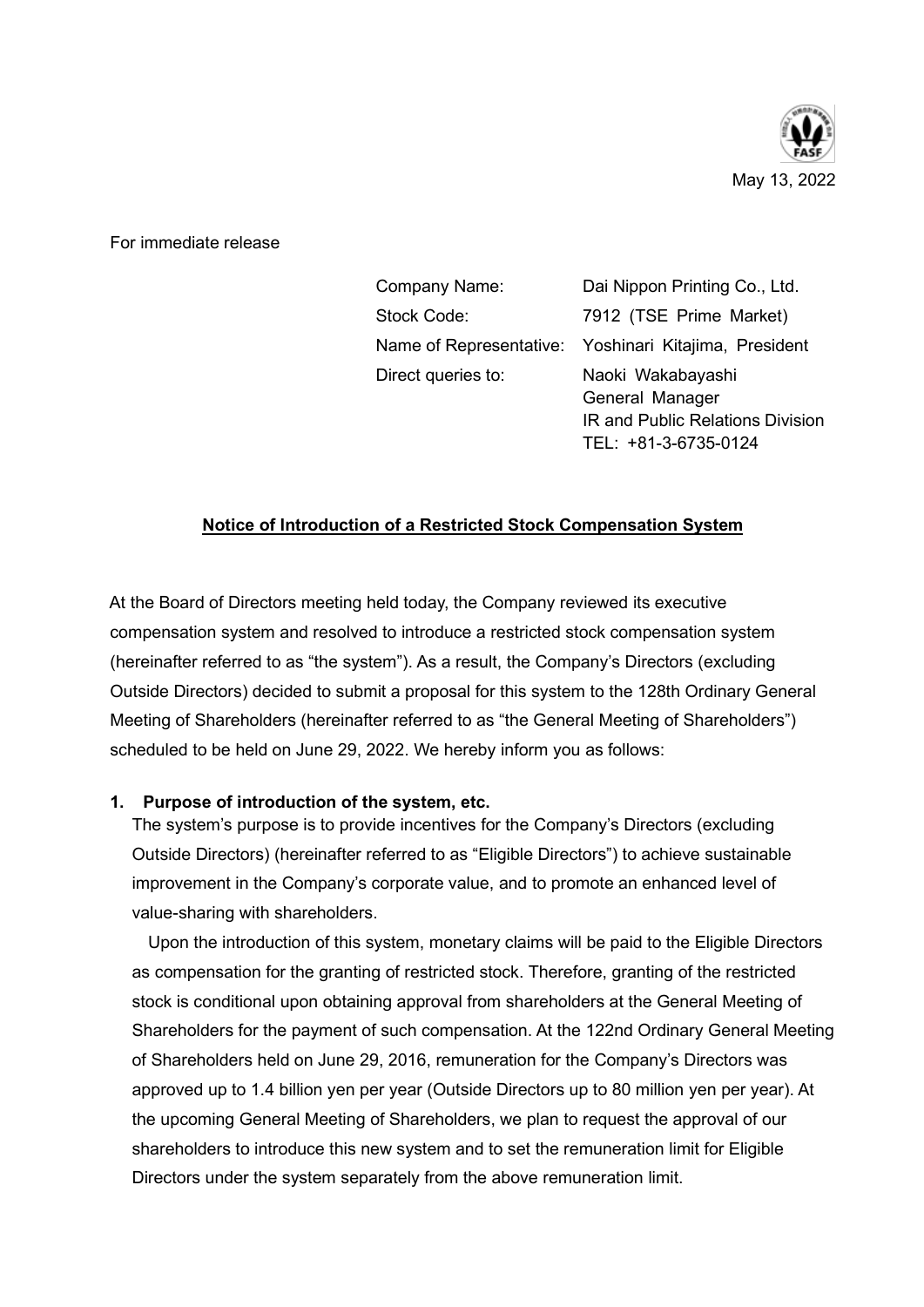May 13, 2022

For immediate release

| | |
|---|---|
| Company Name: | Dai Nippon Printing Co., Ltd. |
| Stock Code: | 7912 (TSE Prime Market) |
| Name of Representative: | Yoshinari Kitajima, President |
| Direct queries to: | Naoki Wakabayashi<br>General Manager<br>IR and Public Relations Division<br>TEL: +81-3-6735-0124 |

## Notice of Introduction of a Restricted Stock Compensation System

At the Board of Directors meeting held today, the Company reviewed its executive compensation system and resolved to introduce a restricted stock compensation system (hereinafter referred to as "the system"). As a result, the Company's Directors (excluding Outside Directors) decided to submit a proposal for this system to the 128th Ordinary General Meeting of Shareholders (hereinafter referred to as "the General Meeting of Shareholders") scheduled to be held on June 29, 2022. We hereby inform you as follows:

### 1. Purpose of introduction of the system, etc.

The system's purpose is to provide incentives for the Company's Directors (excluding Outside Directors) (hereinafter referred to as "Eligible Directors") to achieve sustainable improvement in the Company's corporate value, and to promote an enhanced level of value-sharing with shareholders.

Upon the introduction of this system, monetary claims will be paid to the Eligible Directors as compensation for the granting of restricted stock. Therefore, granting of the restricted stock is conditional upon obtaining approval from shareholders at the General Meeting of Shareholders for the payment of such compensation. At the 122nd Ordinary General Meeting of Shareholders held on June 29, 2016, remuneration for the Company's Directors was approved up to 1.4 billion yen per year (Outside Directors up to 80 million yen per year). At the upcoming General Meeting of Shareholders, we plan to request the approval of our shareholders to introduce this new system and to set the remuneration limit for Eligible Directors under the system separately from the above remuneration limit.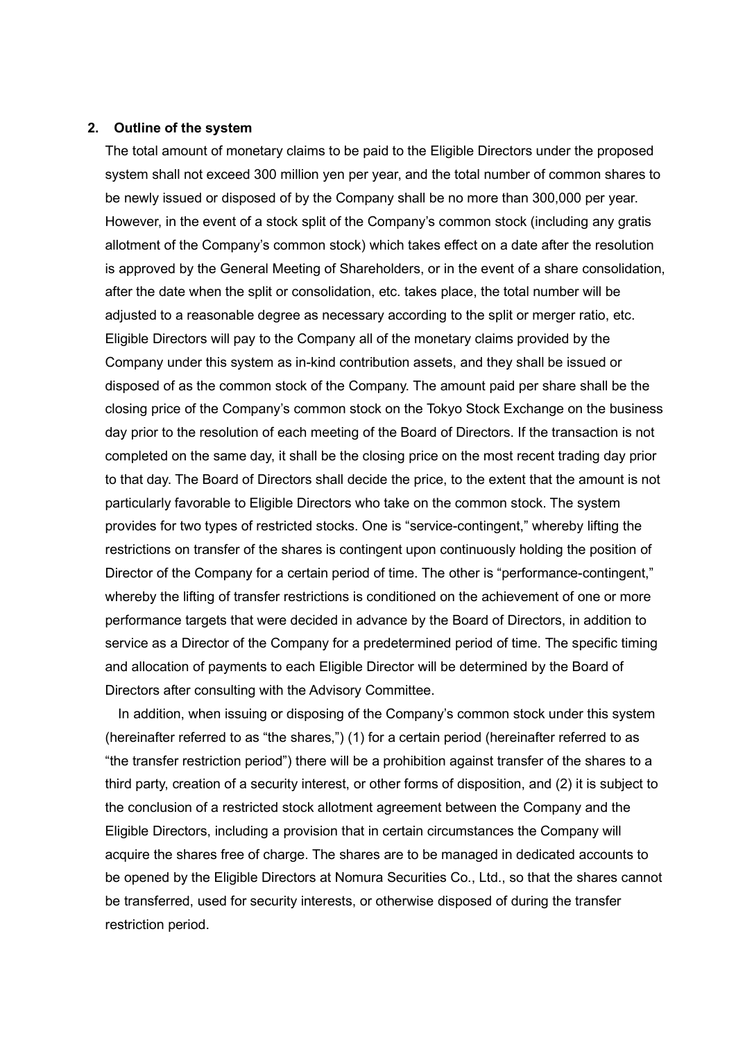## 2. Outline of the system

The total amount of monetary claims to be paid to the Eligible Directors under the proposed system shall not exceed 300 million yen per year, and the total number of common shares to be newly issued or disposed of by the Company shall be no more than 300,000 per year. However, in the event of a stock split of the Company's common stock (including any gratis allotment of the Company's common stock) which takes effect on a date after the resolution is approved by the General Meeting of Shareholders, or in the event of a share consolidation, after the date when the split or consolidation, etc. takes place, the total number will be adjusted to a reasonable degree as necessary according to the split or merger ratio, etc. Eligible Directors will pay to the Company all of the monetary claims provided by the Company under this system as in-kind contribution assets, and they shall be issued or disposed of as the common stock of the Company. The amount paid per share shall be the closing price of the Company's common stock on the Tokyo Stock Exchange on the business day prior to the resolution of each meeting of the Board of Directors. If the transaction is not completed on the same day, it shall be the closing price on the most recent trading day prior to that day. The Board of Directors shall decide the price, to the extent that the amount is not particularly favorable to Eligible Directors who take on the common stock. The system provides for two types of restricted stocks. One is "service-contingent," whereby lifting the restrictions on transfer of the shares is contingent upon continuously holding the position of Director of the Company for a certain period of time. The other is "performance-contingent," whereby the lifting of transfer restrictions is conditioned on the achievement of one or more performance targets that were decided in advance by the Board of Directors, in addition to service as a Director of the Company for a predetermined period of time. The specific timing and allocation of payments to each Eligible Director will be determined by the Board of Directors after consulting with the Advisory Committee.

In addition, when issuing or disposing of the Company's common stock under this system (hereinafter referred to as "the shares,") (1) for a certain period (hereinafter referred to as "the transfer restriction period") there will be a prohibition against transfer of the shares to a third party, creation of a security interest, or other forms of disposition, and (2) it is subject to the conclusion of a restricted stock allotment agreement between the Company and the Eligible Directors, including a provision that in certain circumstances the Company will acquire the shares free of charge. The shares are to be managed in dedicated accounts to be opened by the Eligible Directors at Nomura Securities Co., Ltd., so that the shares cannot be transferred, used for security interests, or otherwise disposed of during the transfer restriction period.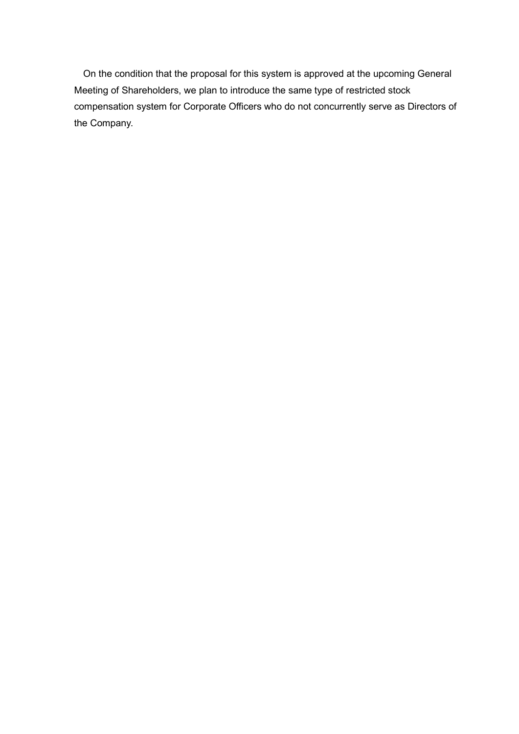On the condition that the proposal for this system is approved at the upcoming General Meeting of Shareholders, we plan to introduce the same type of restricted stock compensation system for Corporate Officers who do not concurrently serve as Directors of the Company.